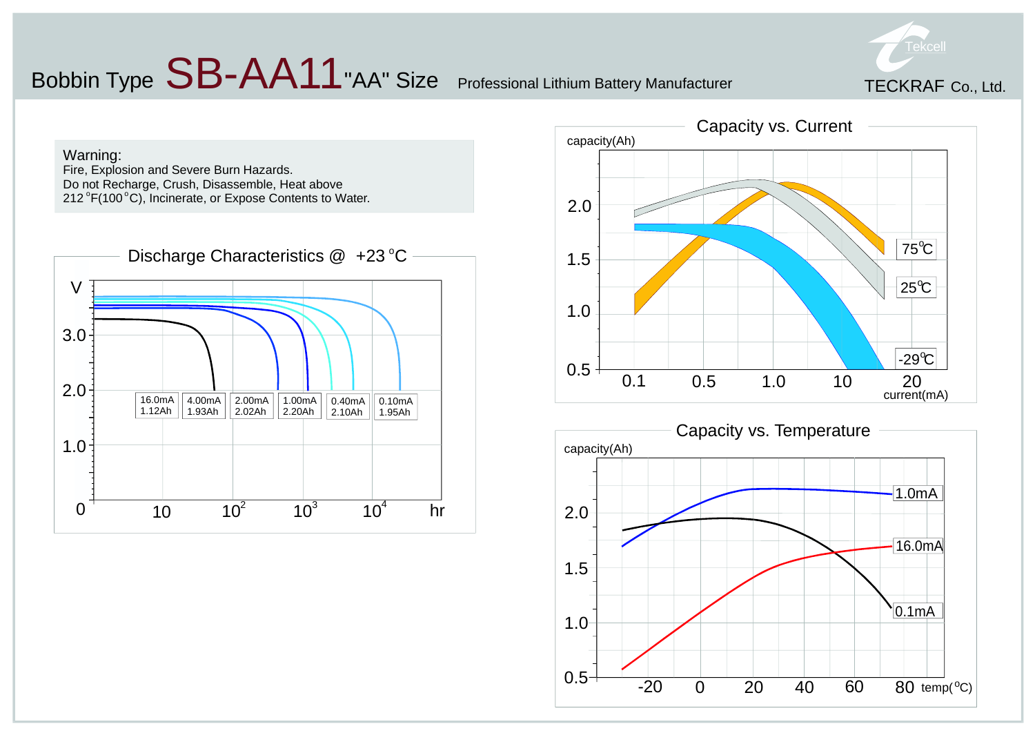# Bobbin Type SB-AA11 "AA" Size

Professional Lithium Battery Manufacturer

Tekcell

TECKRAF Co., Ltd.

**Warning:**
Fire, Explosion and Severe Burn Hazards.
Do not Recharge, Crush, Disassemble, Heat above 212 °F(100 °C), Incinerate, or Expose Contents to Water.

## Discharge Characteristics @ +23 °C

| Current | Capacity |
|---|---|
| 16.0mA | 1.12Ah |
| 4.00mA | 1.93Ah |
| 2.00mA | 2.02Ah |
| 1.00mA | 2.20Ah |
| 0.40mA | 2.10Ah |
| 0.10mA | 1.95Ah |

## Capacity vs. Current

capacity(Ah) vs. current(mA): 75℃, 25℃, -29℃

## Capacity vs. Temperature

capacity(Ah) vs. temp(°C): 1.0mA, 16.0mA, 0.1mA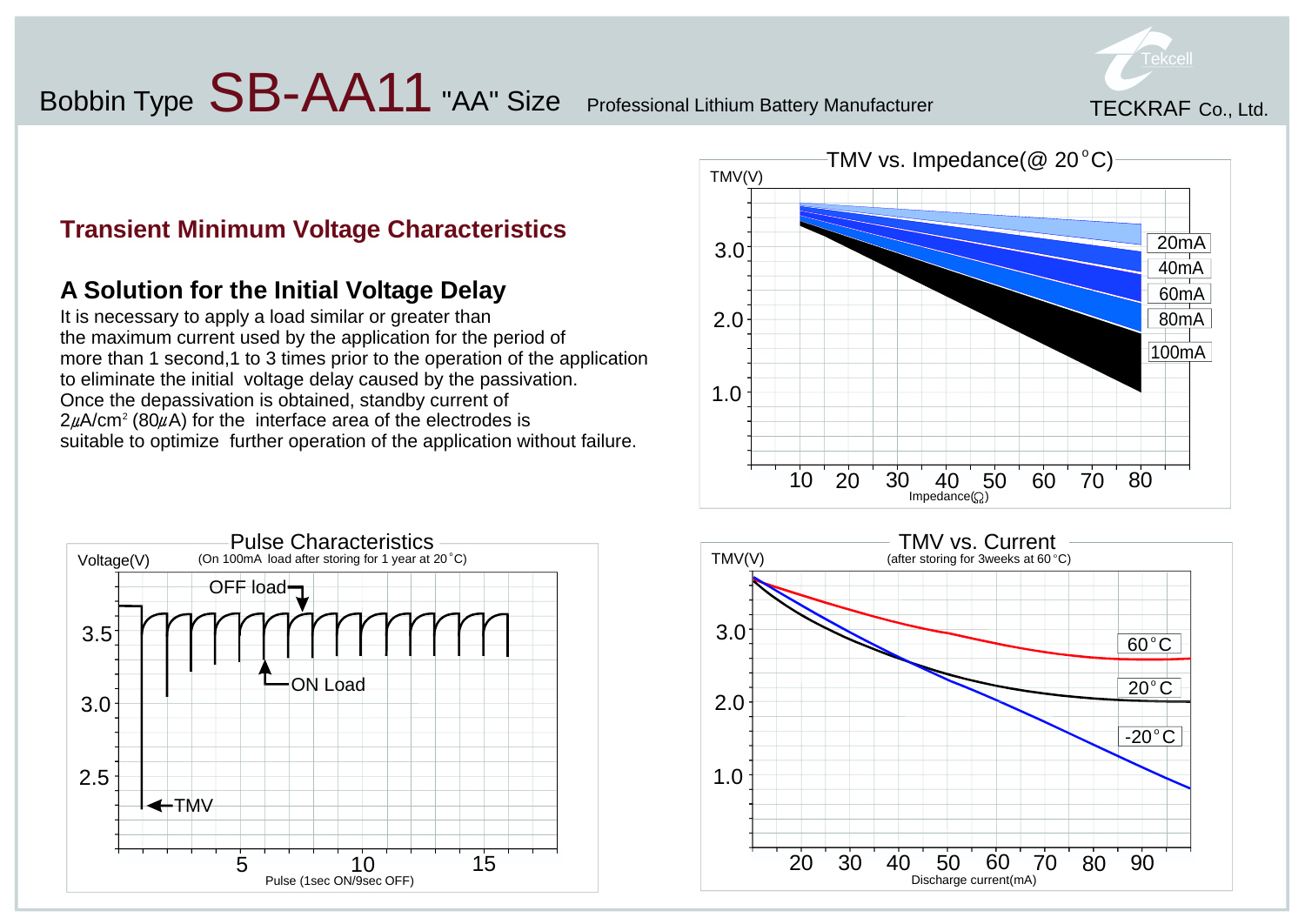## Transient Minimum Voltage Characteristics

### A Solution for the Initial Voltage Delay

It is necessary to apply a load similar or greater than the maximum current used by the application for the period of more than 1 second,1 to 3 times prior to the operation of the application to eliminate the initial voltage delay caused by the passivation.
Once the depassivation is obtained, standby current of $2\mu A/cm^2$ ($80\mu A$) for the interface area of the electrodes is suitable to optimize further operation of the application without failure.

TMV vs. Impedance(@ 20°C)

TMV(V)

Impedance(Ω)

20mA, 40mA, 60mA, 80mA, 100mA

Pulse Characteristics

(On 100mA load after storing for 1 year at 20°C)

Voltage(V)

OFF load

ON Load

TMV

Pulse (1sec ON/9sec OFF)

TMV vs. Current

(after storing for 3weeks at 60°C)

TMV(V)

60°C, 20°C, -20°C

Discharge current(mA)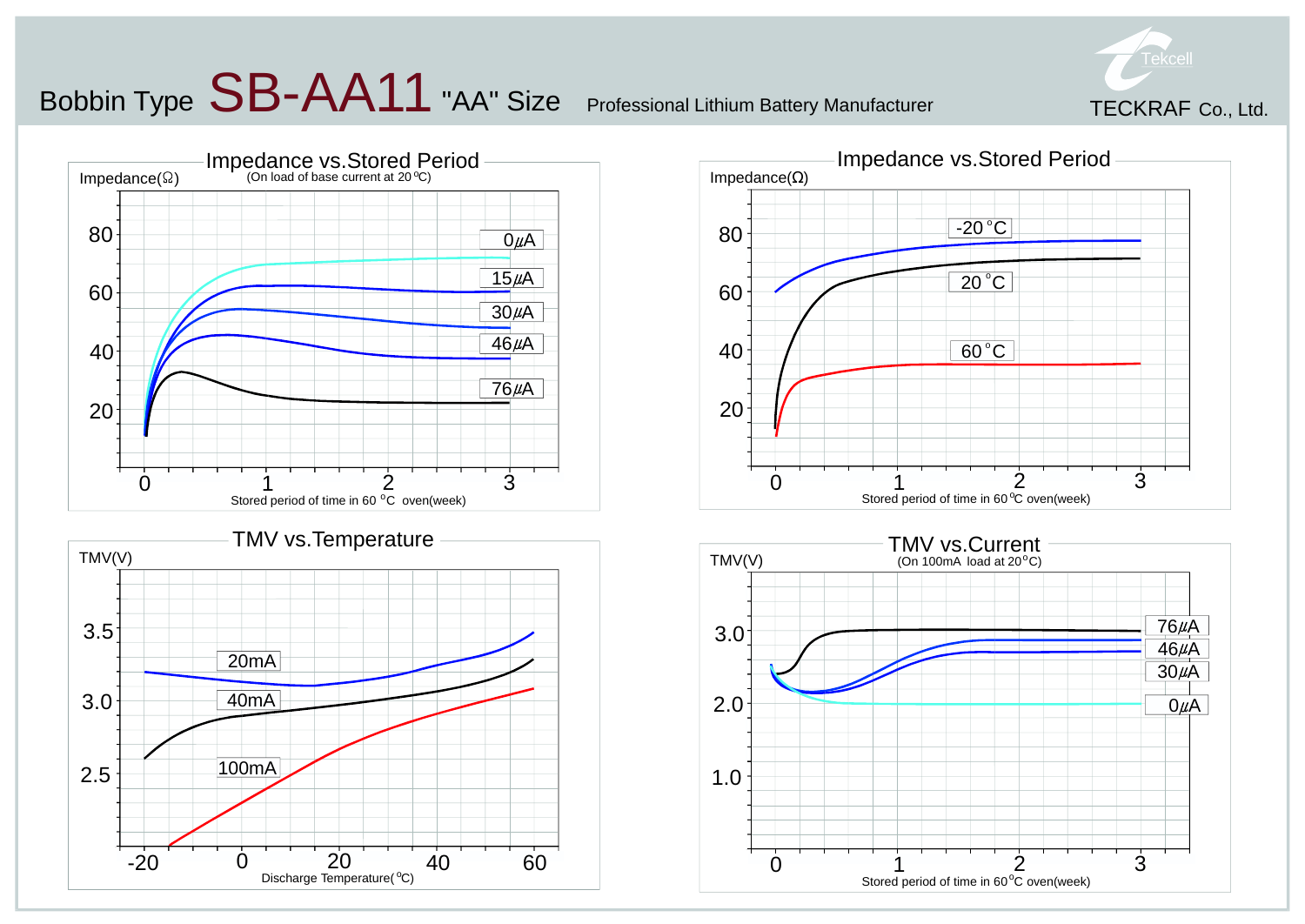# Bobbin Type SB-AA11 "AA" Size

Professional Lithium Battery Manufacturer

TECKRAF Co., Ltd.

## Impedance vs.Stored Period

(On load of base current at 20 °C)

Impedance(Ω)

Curves: 0μA, 15μA, 30μA, 46μA, 76μA

Stored period of time in 60 °C oven(week)

## Impedance vs.Stored Period

Impedance(Ω)

Curves: -20 °C, 20 °C, 60 °C

Stored period of time in 60 °C oven(week)

## TMV vs.Temperature

TMV(V)

Curves: 20mA, 40mA, 100mA

Discharge Temperature(°C)

## TMV vs.Current

(On 100mA load at 20 °C)

TMV(V)

Curves: 76μA, 46μA, 30μA, 0μA

Stored period of time in 60 °C oven(week)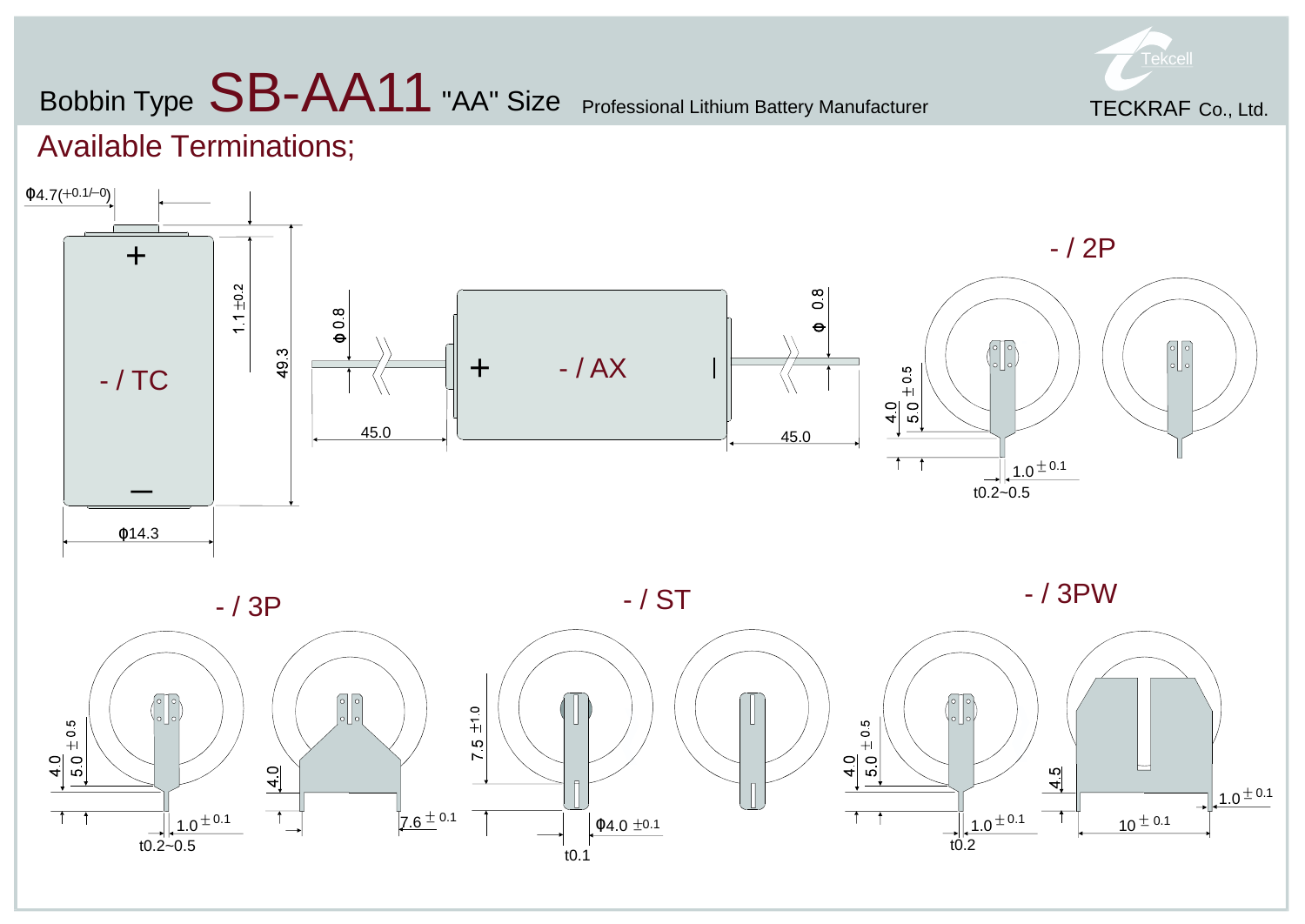# Bobbin Type SB-AA11 "AA" Size

Professional Lithium Battery Manufacturer

TECKRAF Co., Ltd.

## Available Terminations;

- / TC

ϕ4.7(+0.1/−0)

1.1 ±0.2

49.3

ϕ14.3

- / AX

ϕ 0.8

ϕ 0.8

45.0

45.0

- / 2P

4.0

5.0 ±0.5

1.0 ±0.1

t0.2~0.5

- / 3P

4.0

5.0 ±0.5

1.0 ±0.1

t0.2~0.5

4.0

7.6 ±0.1

- / ST

7.5 ±1.0

ϕ4.0 ±0.1

t0.1

- / 3PW

4.0

5.0 ±0.5

1.0 ±0.1

t0.2

4.5

10 ±0.1

1.0 ±0.1